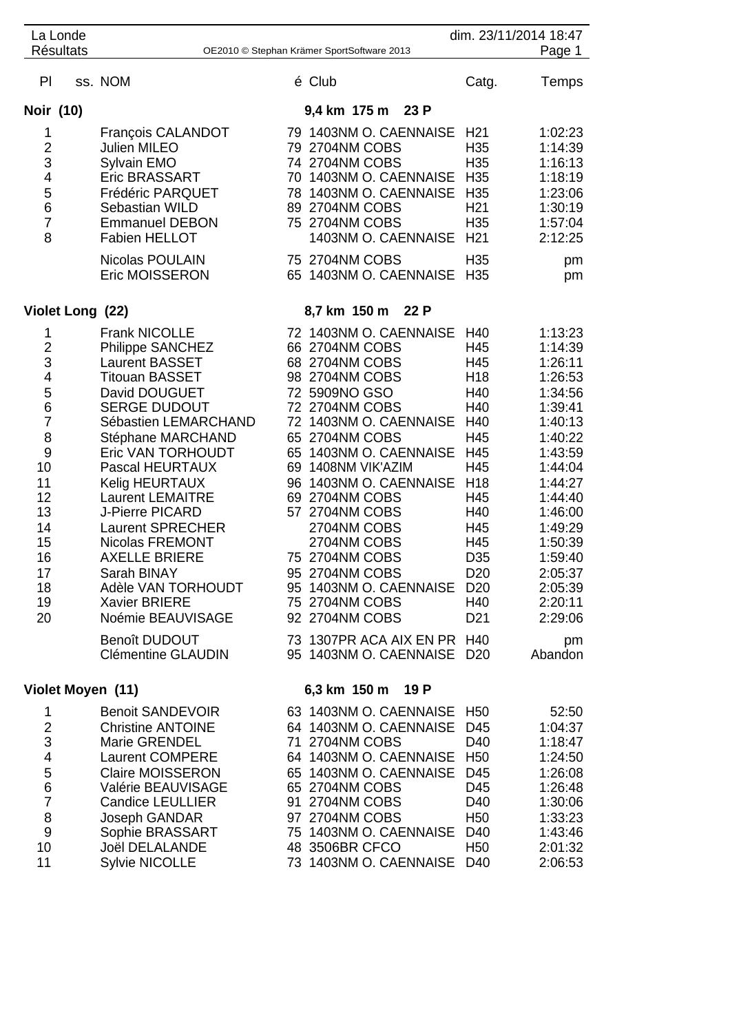La Londe
Résultats

OE2010 © Stephan Krämer SportSoftware 2013

dim. 23/11/2014 18:47

| Pl | ss. NOM | é | Club | Catg. | Temps |
|---|---|---|---|---|---|
| **Noir (10)** | | | **9,4 km 175 m 23 P** | | |
| 1 | François CALANDOT | 79 | 1403NM O. CAENNAISE | H21 | 1:02:23 |
| 2 | Julien MILEO | 79 | 2704NM COBS | H35 | 1:14:39 |
| 3 | Sylvain EMO | 74 | 2704NM COBS | H35 | 1:16:13 |
| 4 | Eric BRASSART | 70 | 1403NM O. CAENNAISE | H35 | 1:18:19 |
| 5 | Frédéric PARQUET | 78 | 1403NM O. CAENNAISE | H35 | 1:23:06 |
| 6 | Sebastian WILD | 89 | 2704NM COBS | H21 | 1:30:19 |
| 7 | Emmanuel DEBON | 75 | 2704NM COBS | H35 | 1:57:04 |
| 8 | Fabien HELLOT | | 1403NM O. CAENNAISE | H21 | 2:12:25 |
| | Nicolas POULAIN | 75 | 2704NM COBS | H35 | pm |
| | Eric MOISSERON | 65 | 1403NM O. CAENNAISE | H35 | pm |
| **Violet Long (22)** | | | **8,7 km 150 m 22 P** | | |
| 1 | Frank NICOLLE | 72 | 1403NM O. CAENNAISE | H40 | 1:13:23 |
| 2 | Philippe SANCHEZ | 66 | 2704NM COBS | H45 | 1:14:39 |
| 3 | Laurent BASSET | 68 | 2704NM COBS | H45 | 1:26:11 |
| 4 | Titouan BASSET | 98 | 2704NM COBS | H18 | 1:26:53 |
| 5 | David DOUGUET | 72 | 5909NO GSO | H40 | 1:34:56 |
| 6 | SERGE DUDOUT | 72 | 2704NM COBS | H40 | 1:39:41 |
| 7 | Sébastien LEMARCHAND | 72 | 1403NM O. CAENNAISE | H40 | 1:40:13 |
| 8 | Stéphane MARCHAND | 65 | 2704NM COBS | H45 | 1:40:22 |
| 9 | Eric VAN TORHOUDT | 65 | 1403NM O. CAENNAISE | H45 | 1:43:59 |
| 10 | Pascal HEURTAUX | 69 | 1408NM VIK'AZIM | H45 | 1:44:04 |
| 11 | Kelig HEURTAUX | 96 | 1403NM O. CAENNAISE | H18 | 1:44:27 |
| 12 | Laurent LEMAITRE | 69 | 2704NM COBS | H45 | 1:44:40 |
| 13 | J-Pierre PICARD | 57 | 2704NM COBS | H40 | 1:46:00 |
| 14 | Laurent SPRECHER | | 2704NM COBS | H45 | 1:49:29 |
| 15 | Nicolas FREMONT | | 2704NM COBS | H45 | 1:50:39 |
| 16 | AXELLE BRIERE | 75 | 2704NM COBS | D35 | 1:59:40 |
| 17 | Sarah BINAY | 95 | 2704NM COBS | D20 | 2:05:37 |
| 18 | Adèle VAN TORHOUDT | 95 | 1403NM O. CAENNAISE | D20 | 2:05:39 |
| 19 | Xavier BRIERE | 75 | 2704NM COBS | H40 | 2:20:11 |
| 20 | Noémie BEAUVISAGE | 92 | 2704NM COBS | D21 | 2:29:06 |
| | Benoît DUDOUT | 73 | 1307PR ACA AIX EN PR | H40 | pm |
| | Clémentine GLAUDIN | 95 | 1403NM O. CAENNAISE | D20 | Abandon |
| **Violet Moyen (11)** | | | **6,3 km 150 m 19 P** | | |
| 1 | Benoit SANDEVOIR | 63 | 1403NM O. CAENNAISE | H50 | 52:50 |
| 2 | Christine ANTOINE | 64 | 1403NM O. CAENNAISE | D45 | 1:04:37 |
| 3 | Marie GRENDEL | 71 | 2704NM COBS | D40 | 1:18:47 |
| 4 | Laurent COMPERE | 64 | 1403NM O. CAENNAISE | H50 | 1:24:50 |
| 5 | Claire MOISSERON | 65 | 1403NM O. CAENNAISE | D45 | 1:26:08 |
| 6 | Valérie BEAUVISAGE | 65 | 2704NM COBS | D45 | 1:26:48 |
| 7 | Candice LEULLIER | 91 | 2704NM COBS | D40 | 1:30:06 |
| 8 | Joseph GANDAR | 97 | 2704NM COBS | H50 | 1:33:23 |
| 9 | Sophie BRASSART | 75 | 1403NM O. CAENNAISE | D40 | 1:43:46 |
| 10 | Joël DELALANDE | 48 | 3506BR CFCO | H50 | 2:01:32 |
| 11 | Sylvie NICOLLE | 73 | 1403NM O. CAENNAISE | D40 | 2:06:53 |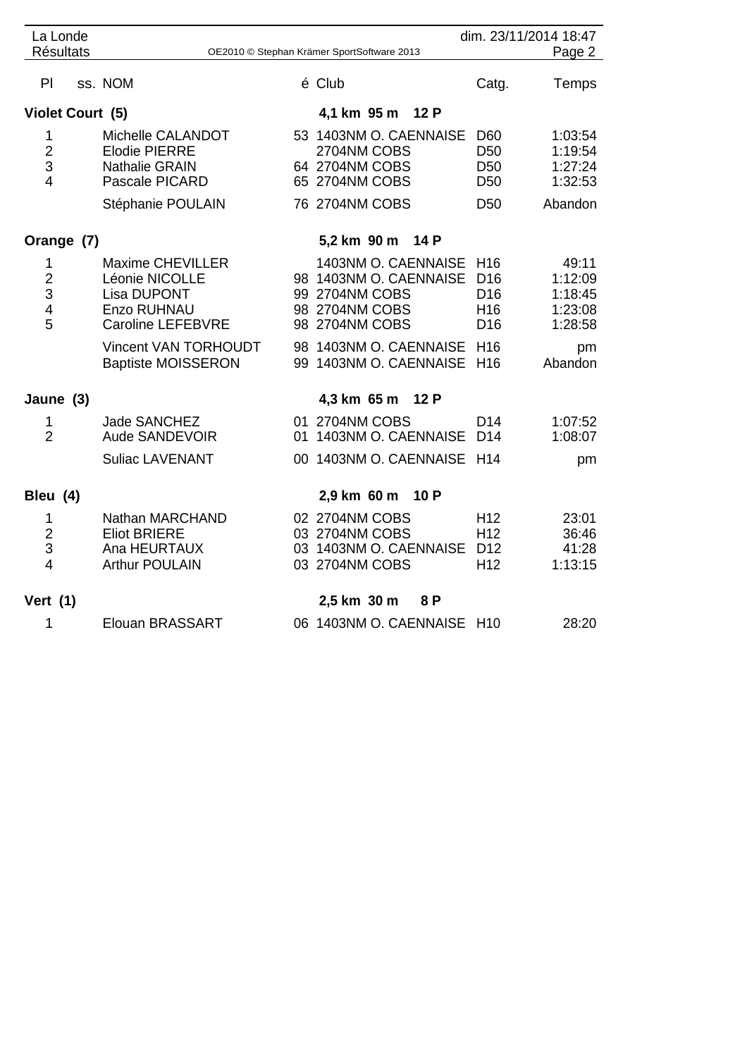| Pl | ss. NOM | é | Club | Catg. | Temps |
|---|---|---|---|---|---|
| **Violet Court (5)** | | | **4,1 km 95 m 12 P** | | |
| 1 | Michelle CALANDOT | 53 | 1403NM O. CAENNAISE | D60 | 1:03:54 |
| 2 | Elodie PIERRE | | 2704NM COBS | D50 | 1:19:54 |
| 3 | Nathalie GRAIN | 64 | 2704NM COBS | D50 | 1:27:24 |
| 4 | Pascale PICARD | 65 | 2704NM COBS | D50 | 1:32:53 |
| | Stéphanie POULAIN | 76 | 2704NM COBS | D50 | Abandon |
| **Orange (7)** | | | **5,2 km 90 m 14 P** | | |
| 1 | Maxime CHEVILLER | | 1403NM O. CAENNAISE | H16 | 49:11 |
| 2 | Léonie NICOLLE | 98 | 1403NM O. CAENNAISE | D16 | 1:12:09 |
| 3 | Lisa DUPONT | 99 | 2704NM COBS | D16 | 1:18:45 |
| 4 | Enzo RUHNAU | 98 | 2704NM COBS | H16 | 1:23:08 |
| 5 | Caroline LEFEBVRE | 98 | 2704NM COBS | D16 | 1:28:58 |
| | Vincent VAN TORHOUDT | 98 | 1403NM O. CAENNAISE | H16 | pm |
| | Baptiste MOISSERON | 99 | 1403NM O. CAENNAISE | H16 | Abandon |
| **Jaune (3)** | | | **4,3 km 65 m 12 P** | | |
| 1 | Jade SANCHEZ | 01 | 2704NM COBS | D14 | 1:07:52 |
| 2 | Aude SANDEVOIR | 01 | 1403NM O. CAENNAISE | D14 | 1:08:07 |
| | Suliac LAVENANT | 00 | 1403NM O. CAENNAISE | H14 | pm |
| **Bleu (4)** | | | **2,9 km 60 m 10 P** | | |
| 1 | Nathan MARCHAND | 02 | 2704NM COBS | H12 | 23:01 |
| 2 | Eliot BRIERE | 03 | 2704NM COBS | H12 | 36:46 |
| 3 | Ana HEURTAUX | 03 | 1403NM O. CAENNAISE | D12 | 41:28 |
| 4 | Arthur POULAIN | 03 | 2704NM COBS | H12 | 1:13:15 |
| **Vert (1)** | | | **2,5 km 30 m 8 P** | | |
| 1 | Elouan BRASSART | 06 | 1403NM O. CAENNAISE | H10 | 28:20 |